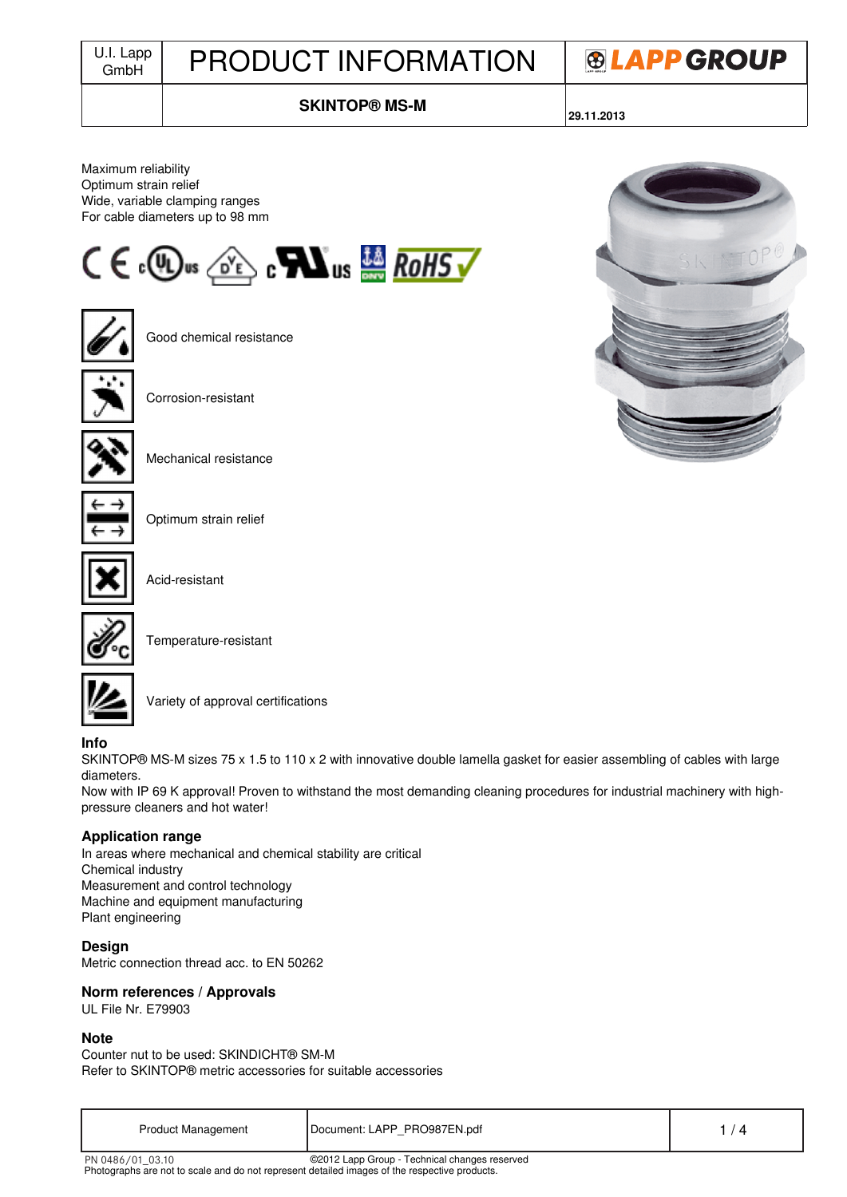# PRODUCT INFORMATION

U.I. Lapp GmbH

LAPP GROUP

**SKINTOP® MS-M**

**29.11.2013**

Maximum reliability
Optimum strain relief
Wide, variable clamping ranges
For cable diameters up to 98 mm

Good chemical resistance

Corrosion-resistant

Mechanical resistance

Optimum strain relief

Acid-resistant

Temperature-resistant

Variety of approval certifications

## Info

SKINTOP® MS-M sizes 75 x 1.5 to 110 x 2 with innovative double lamella gasket for easier assembling of cables with large diameters.
Now with IP 69 K approval! Proven to withstand the most demanding cleaning procedures for industrial machinery with high-pressure cleaners and hot water!

## Application range

In areas where mechanical and chemical stability are critical
Chemical industry
Measurement and control technology
Machine and equipment manufacturing
Plant engineering

## Design

Metric connection thread acc. to EN 50262

## Norm references / Approvals

UL File Nr. E79903

## Note

Counter nut to be used: SKINDICHT® SM-M
Refer to SKINTOP® metric accessories for suitable accessories

Product Management | Document: LAPP_PRO987EN.pdf

PN 0486/01_03.10 ©2012 Lapp Group - Technical changes reserved
Photographs are not to scale and do not represent detailed images of the respective products.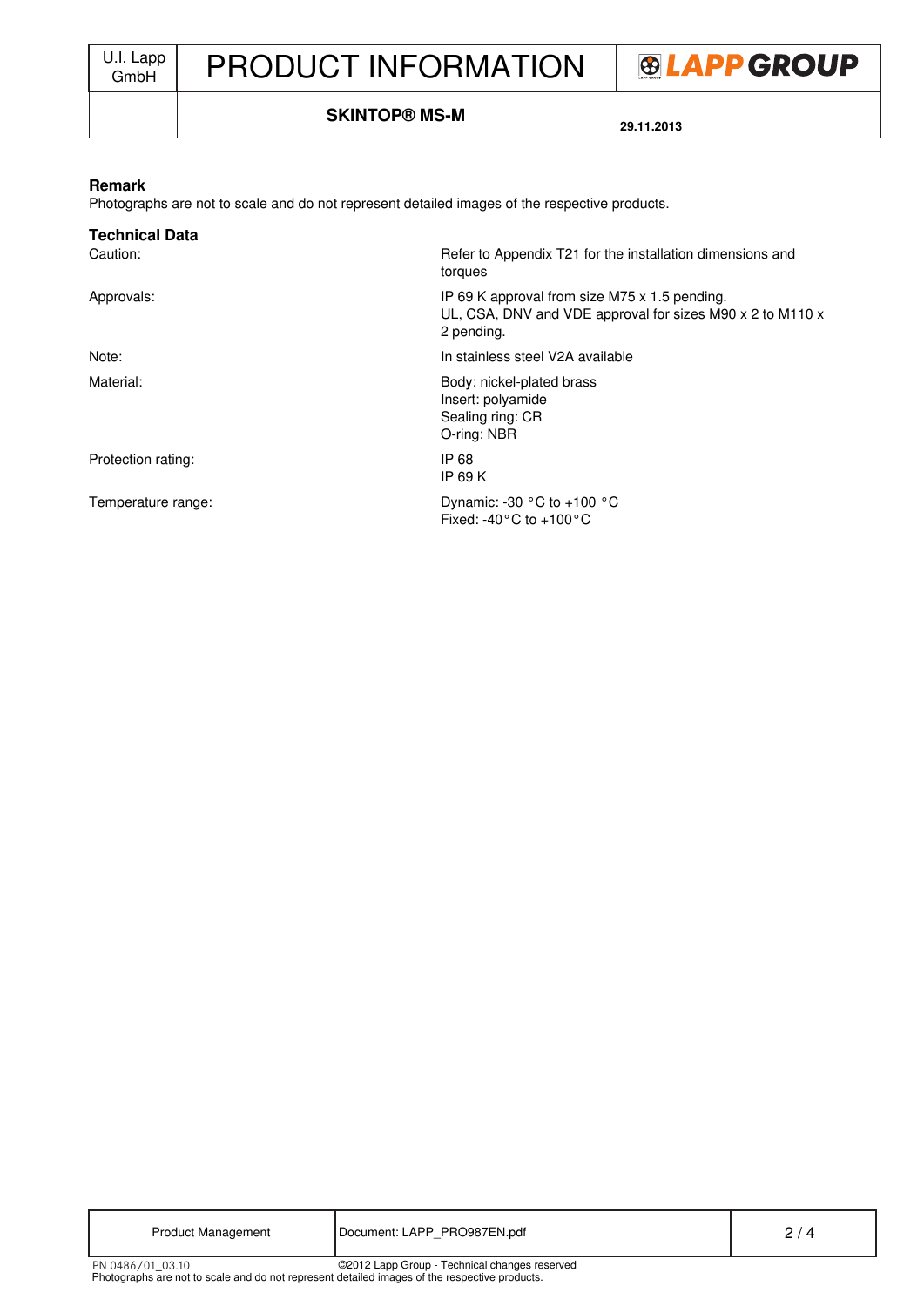## Remark

Photographs are not to scale and do not represent detailed images of the respective products.

## Technical Data

| | |
|---|---|
| Caution: | Refer to Appendix T21 for the installation dimensions and torques |
| Approvals: | IP 69 K approval from size M75 x 1.5 pending.<br>UL, CSA, DNV and VDE approval for sizes M90 x 2 to M110 x 2 pending. |
| Note: | In stainless steel V2A available |
| Material: | Body: nickel-plated brass<br>Insert: polyamide<br>Sealing ring: CR<br>O-ring: NBR |
| Protection rating: | IP 68<br>IP 69 K |
| Temperature range: | Dynamic: -30 °C to +100 °C<br>Fixed: -40°C to +100°C |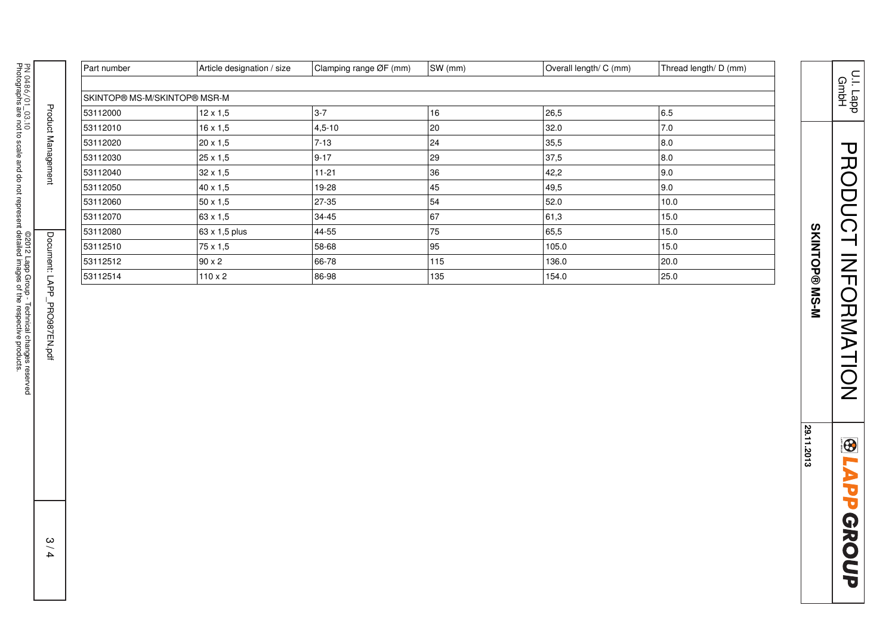| Part number | Article designation / size | Clamping range ØF (mm) | SW (mm) | Overall length/ C (mm) | Thread length/ D (mm) |
|---|---|---|---|---|---|
| | | | | | |
| SKINTOP® MS-M/SKINTOP® MSR-M | | | | | |
| 53112000 | 12 x 1,5 | 3-7 | 16 | 26,5 | 6.5 |
| 53112010 | 16 x 1,5 | 4,5-10 | 20 | 32.0 | 7.0 |
| 53112020 | 20 x 1,5 | 7-13 | 24 | 35,5 | 8.0 |
| 53112030 | 25 x 1,5 | 9-17 | 29 | 37,5 | 8.0 |
| 53112040 | 32 x 1,5 | 11-21 | 36 | 42,2 | 9.0 |
| 53112050 | 40 x 1,5 | 19-28 | 45 | 49,5 | 9.0 |
| 53112060 | 50 x 1,5 | 27-35 | 54 | 52.0 | 10.0 |
| 53112070 | 63 x 1,5 | 34-45 | 67 | 61,3 | 15.0 |
| 53112080 | 63 x 1,5 plus | 44-55 | 75 | 65,5 | 15.0 |
| 53112510 | 75 x 1,5 | 58-68 | 95 | 105.0 | 15.0 |
| 53112512 | 90 x 2 | 66-78 | 115 | 136.0 | 20.0 |
| 53112514 | 110 x 2 | 86-98 | 135 | 154.0 | 25.0 |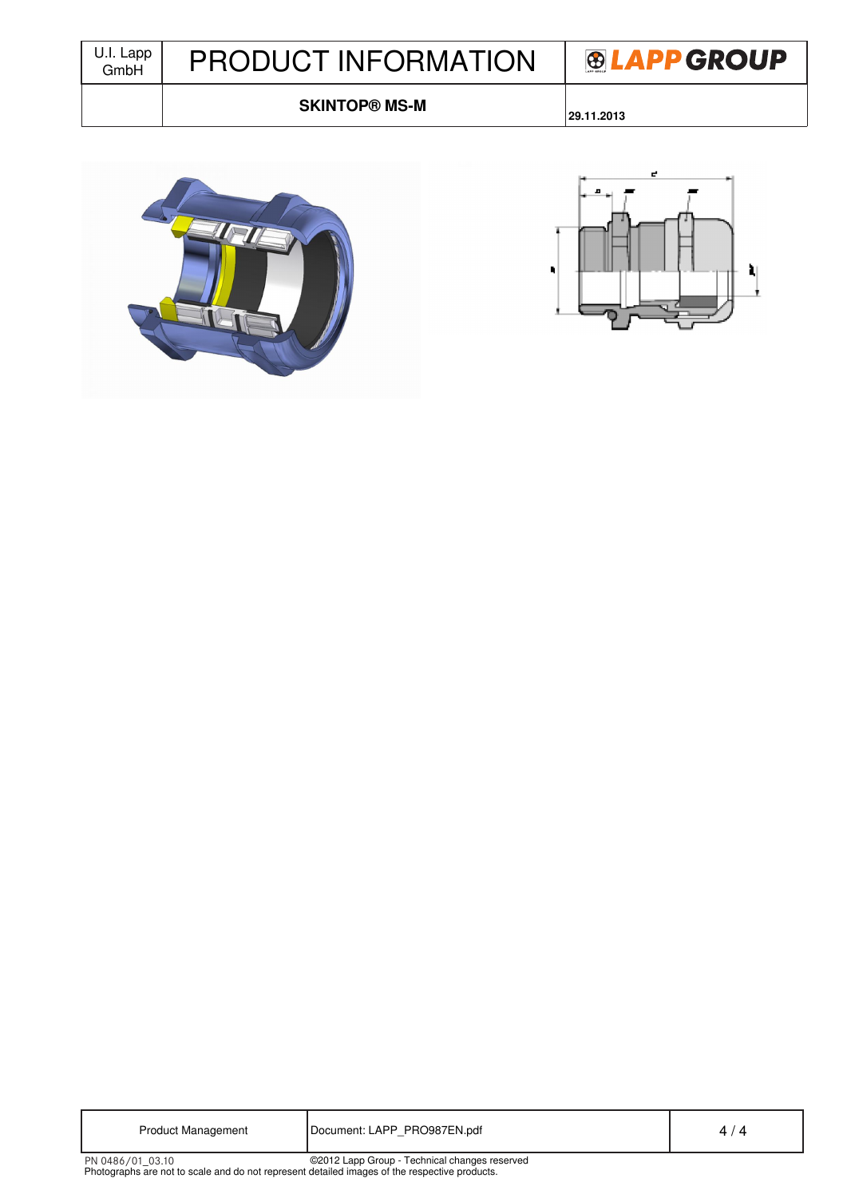PN 0486/01_03.10

Photographs are not to scale and do not represent detailed images of the respective products.